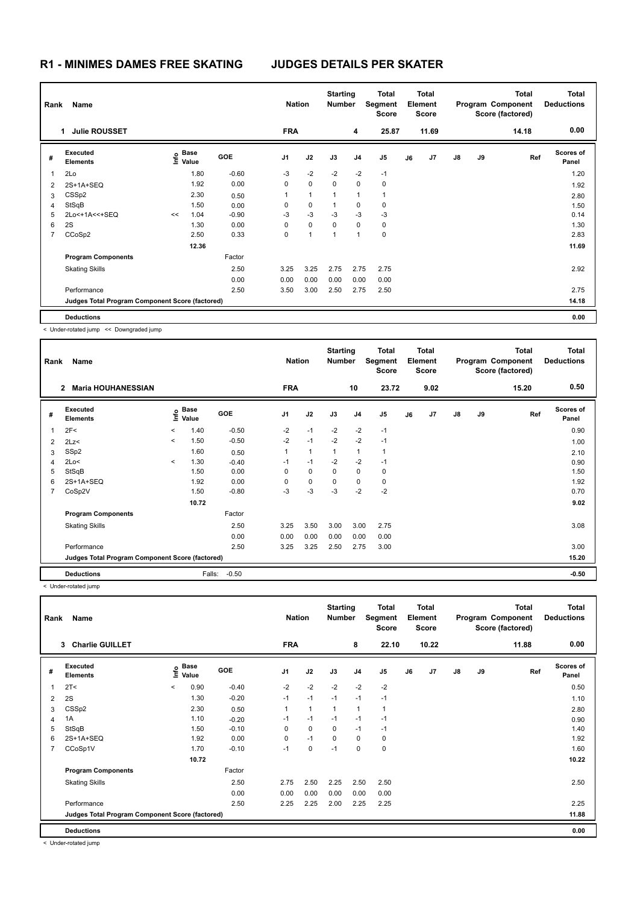# R1 - MINIMES DAMES FREE SKATING JUDGES DETAILS PER SKATER

| Rank | Name | Nation | Starting Number | Total Segment Score | Total Element Score | Total Program Component Score (factored) | Total Deductions |
|---|---|---|---|---|---|---|---|
| 1 | Julie ROUSSET | FRA | 4 | 25.87 | 11.69 | 14.18 | 0.00 |

| # | Executed Elements | Info | Base Value | GOE | J1 | J2 | J3 | J4 | J5 | J6 | J7 | J8 | J9 | Ref | Scores of Panel |
|---|---|---|---|---|---|---|---|---|---|---|---|---|---|---|---|
| 1 | 2Lo | | 1.80 | -0.60 | -3 | -2 | -2 | -2 | -1 | | | | | | 1.20 |
| 2 | 2S+1A+SEQ | | 1.92 | 0.00 | 0 | 0 | 0 | 0 | 0 | | | | | | 1.92 |
| 3 | CSSp2 | | 2.30 | 0.50 | 1 | 1 | 1 | 1 | 1 | | | | | | 2.80 |
| 4 | StSqB | | 1.50 | 0.00 | 0 | 0 | 1 | 0 | 0 | | | | | | 1.50 |
| 5 | 2Lo<+1A<<+SEQ | << | 1.04 | -0.90 | -3 | -3 | -3 | -3 | -3 | | | | | | 0.14 |
| 6 | 2S | | 1.30 | 0.00 | 0 | 0 | 0 | 0 | 0 | | | | | | 1.30 |
| 7 | CCoSp2 | | 2.50 | 0.33 | 0 | 1 | 1 | 1 | 0 | | | | | | 2.83 |
| | | | 12.36 | | | | | | | | | | | | 11.69 |
| | Program Components | | | Factor | | | | | | | | | | | |
| | Skating Skills | | | 2.50 | 3.25 | 3.25 | 2.75 | 2.75 | 2.75 | | | | | | 2.92 |
| | | | | 0.00 | 0.00 | 0.00 | 0.00 | 0.00 | 0.00 | | | | | | |
| | Performance | | | 2.50 | 3.50 | 3.00 | 2.50 | 2.75 | 2.50 | | | | | | 2.75 |
| | Judges Total Program Component Score (factored) | | | | | | | | | | | | | | 14.18 |
| | Deductions | | | | | | | | | | | | | | 0.00 |

< Under-rotated jump << Downgraded jump

| Rank | Name | Nation | Starting Number | Total Segment Score | Total Element Score | Total Program Component Score (factored) | Total Deductions |
|---|---|---|---|---|---|---|---|
| 2 | Maria HOUHANESSIAN | FRA | 10 | 23.72 | 9.02 | 15.20 | 0.50 |

| # | Executed Elements | Info | Base Value | GOE | J1 | J2 | J3 | J4 | J5 | J6 | J7 | J8 | J9 | Ref | Scores of Panel |
|---|---|---|---|---|---|---|---|---|---|---|---|---|---|---|---|
| 1 | 2F< | < | 1.40 | -0.50 | -2 | -1 | -2 | -2 | -1 | | | | | | 0.90 |
| 2 | 2Lz< | < | 1.50 | -0.50 | -2 | -1 | -2 | -2 | -1 | | | | | | 1.00 |
| 3 | SSp2 | | 1.60 | 0.50 | 1 | 1 | 1 | 1 | 1 | | | | | | 2.10 |
| 4 | 2Lo< | < | 1.30 | -0.40 | -1 | -1 | -2 | -2 | -1 | | | | | | 0.90 |
| 5 | StSqB | | 1.50 | 0.00 | 0 | 0 | 0 | 0 | 0 | | | | | | 1.50 |
| 6 | 2S+1A+SEQ | | 1.92 | 0.00 | 0 | 0 | 0 | 0 | 0 | | | | | | 1.92 |
| 7 | CoSp2V | | 1.50 | -0.80 | -3 | -3 | -3 | -2 | -2 | | | | | | 0.70 |
| | | | 10.72 | | | | | | | | | | | | 9.02 |
| | Program Components | | | Factor | | | | | | | | | | | |
| | Skating Skills | | | 2.50 | 3.25 | 3.50 | 3.00 | 3.00 | 2.75 | | | | | | 3.08 |
| | | | | 0.00 | 0.00 | 0.00 | 0.00 | 0.00 | 0.00 | | | | | | |
| | Performance | | | 2.50 | 3.25 | 3.25 | 2.50 | 2.75 | 3.00 | | | | | | 3.00 |
| | Judges Total Program Component Score (factored) | | | | | | | | | | | | | | 15.20 |
| | Deductions | | | Falls: -0.50 | | | | | | | | | | | -0.50 |

< Under-rotated jump

| Rank | Name | Nation | Starting Number | Total Segment Score | Total Element Score | Total Program Component Score (factored) | Total Deductions |
|---|---|---|---|---|---|---|---|
| 3 | Charlie GUILLET | FRA | 8 | 22.10 | 10.22 | 11.88 | 0.00 |

| # | Executed Elements | Info | Base Value | GOE | J1 | J2 | J3 | J4 | J5 | J6 | J7 | J8 | J9 | Ref | Scores of Panel |
|---|---|---|---|---|---|---|---|---|---|---|---|---|---|---|---|
| 1 | 2T< | < | 0.90 | -0.40 | -2 | -2 | -2 | -2 | -2 | | | | | | 0.50 |
| 2 | 2S | | 1.30 | -0.20 | -1 | -1 | -1 | -1 | -1 | | | | | | 1.10 |
| 3 | CSSp2 | | 2.30 | 0.50 | 1 | 1 | 1 | 1 | 1 | | | | | | 2.80 |
| 4 | 1A | | 1.10 | -0.20 | -1 | -1 | -1 | -1 | -1 | | | | | | 0.90 |
| 5 | StSqB | | 1.50 | -0.10 | 0 | 0 | 0 | -1 | -1 | | | | | | 1.40 |
| 6 | 2S+1A+SEQ | | 1.92 | 0.00 | 0 | -1 | 0 | 0 | 0 | | | | | | 1.92 |
| 7 | CCoSp1V | | 1.70 | -0.10 | -1 | 0 | -1 | 0 | 0 | | | | | | 1.60 |
| | | | 10.72 | | | | | | | | | | | | 10.22 |
| | Program Components | | | Factor | | | | | | | | | | | |
| | Skating Skills | | | 2.50 | 2.75 | 2.50 | 2.25 | 2.50 | 2.50 | | | | | | 2.50 |
| | | | | 0.00 | 0.00 | 0.00 | 0.00 | 0.00 | 0.00 | | | | | | |
| | Performance | | | 2.50 | 2.25 | 2.25 | 2.00 | 2.25 | 2.25 | | | | | | 2.25 |
| | Judges Total Program Component Score (factored) | | | | | | | | | | | | | | 11.88 |
| | Deductions | | | | | | | | | | | | | | 0.00 |

< Under-rotated jump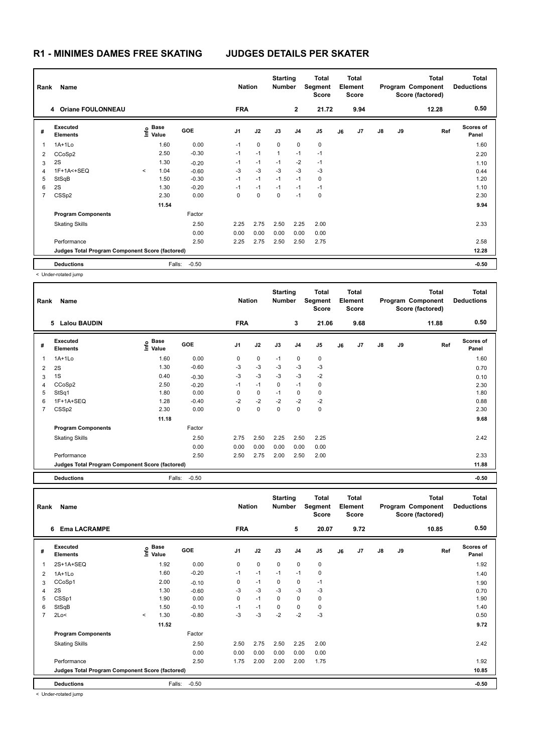# R1 - MINIMES DAMES FREE SKATING JUDGES DETAILS PER SKATER

| Rank | Name | Nation | Starting Number | Total Segment Score | Total Element Score | Total Program Component Score (factored) | Total Deductions |
|---|---|---|---|---|---|---|---|
| 4 | Oriane FOULONNEAU | FRA | 2 | 21.72 | 9.94 | 12.28 | 0.50 |

| # | Executed Elements | Info | Base Value | GOE | J1 | J2 | J3 | J4 | J5 | J6 | J7 | J8 | J9 | Ref | Scores of Panel |
|---|---|---|---|---|---|---|---|---|---|---|---|---|---|---|---|
| 1 | 1A+1Lo | | 1.60 | 0.00 | -1 | 0 | 0 | 0 | 0 | | | | | | 1.60 |
| 2 | CCoSp2 | | 2.50 | -0.30 | -1 | -1 | 1 | -1 | -1 | | | | | | 2.20 |
| 3 | 2S | | 1.30 | -0.20 | -1 | -1 | -1 | -2 | -1 | | | | | | 1.10 |
| 4 | 1F+1A<+SEQ | < | 1.04 | -0.60 | -3 | -3 | -3 | -3 | -3 | | | | | | 0.44 |
| 5 | StSqB | | 1.50 | -0.30 | -1 | -1 | -1 | -1 | 0 | | | | | | 1.20 |
| 6 | 2S | | 1.30 | -0.20 | -1 | -1 | -1 | -1 | -1 | | | | | | 1.10 |
| 7 | CSSp2 | | 2.30 | 0.00 | 0 | 0 | 0 | -1 | 0 | | | | | | 2.30 |
| | | | 11.54 | | | | | | | | | | | | 9.94 |
| | **Program Components** | | | Factor | | | | | | | | | | | |
| | Skating Skills | | | 2.50 | 2.25 | 2.75 | 2.50 | 2.25 | 2.00 | | | | | | 2.33 |
| | | | | 0.00 | 0.00 | 0.00 | 0.00 | 0.00 | 0.00 | | | | | | |
| | Performance | | | 2.50 | 2.25 | 2.75 | 2.50 | 2.50 | 2.75 | | | | | | 2.58 |
| | **Judges Total Program Component Score (factored)** | | | | | | | | | | | | | | 12.28 |
| | **Deductions** | | Falls: | -0.50 | | | | | | | | | | | -0.50 |

< Under-rotated jump

| Rank | Name | Nation | Starting Number | Total Segment Score | Total Element Score | Total Program Component Score (factored) | Total Deductions |
|---|---|---|---|---|---|---|---|
| 5 | Lalou BAUDIN | FRA | 3 | 21.06 | 9.68 | 11.88 | 0.50 |

| # | Executed Elements | Info | Base Value | GOE | J1 | J2 | J3 | J4 | J5 | J6 | J7 | J8 | J9 | Ref | Scores of Panel |
|---|---|---|---|---|---|---|---|---|---|---|---|---|---|---|---|
| 1 | 1A+1Lo | | 1.60 | 0.00 | 0 | 0 | -1 | 0 | 0 | | | | | | 1.60 |
| 2 | 2S | | 1.30 | -0.60 | -3 | -3 | -3 | -3 | -3 | | | | | | 0.70 |
| 3 | 1S | | 0.40 | -0.30 | -3 | -3 | -3 | -3 | -2 | | | | | | 0.10 |
| 4 | CCoSp2 | | 2.50 | -0.20 | -1 | -1 | 0 | -1 | 0 | | | | | | 2.30 |
| 5 | StSq1 | | 1.80 | 0.00 | 0 | 0 | -1 | 0 | 0 | | | | | | 1.80 |
| 6 | 1F+1A+SEQ | | 1.28 | -0.40 | -2 | -2 | -2 | -2 | -2 | | | | | | 0.88 |
| 7 | CSSp2 | | 2.30 | 0.00 | 0 | 0 | 0 | 0 | 0 | | | | | | 2.30 |
| | | | 11.18 | | | | | | | | | | | | 9.68 |
| | **Program Components** | | | Factor | | | | | | | | | | | |
| | Skating Skills | | | 2.50 | 2.75 | 2.50 | 2.25 | 2.50 | 2.25 | | | | | | 2.42 |
| | | | | 0.00 | 0.00 | 0.00 | 0.00 | 0.00 | 0.00 | | | | | | |
| | Performance | | | 2.50 | 2.50 | 2.75 | 2.00 | 2.50 | 2.00 | | | | | | 2.33 |
| | **Judges Total Program Component Score (factored)** | | | | | | | | | | | | | | 11.88 |
| | **Deductions** | | Falls: | -0.50 | | | | | | | | | | | -0.50 |

| Rank | Name | Nation | Starting Number | Total Segment Score | Total Element Score | Total Program Component Score (factored) | Total Deductions |
|---|---|---|---|---|---|---|---|
| 6 | Ema LACRAMPE | FRA | 5 | 20.07 | 9.72 | 10.85 | 0.50 |

| # | Executed Elements | Info | Base Value | GOE | J1 | J2 | J3 | J4 | J5 | J6 | J7 | J8 | J9 | Ref | Scores of Panel |
|---|---|---|---|---|---|---|---|---|---|---|---|---|---|---|---|
| 1 | 2S+1A+SEQ | | 1.92 | 0.00 | 0 | 0 | 0 | 0 | 0 | | | | | | 1.92 |
| 2 | 1A+1Lo | | 1.60 | -0.20 | -1 | -1 | -1 | -1 | 0 | | | | | | 1.40 |
| 3 | CCoSp1 | | 2.00 | -0.10 | 0 | -1 | 0 | 0 | -1 | | | | | | 1.90 |
| 4 | 2S | | 1.30 | -0.60 | -3 | -3 | -3 | -3 | -3 | | | | | | 0.70 |
| 5 | CSSp1 | | 1.90 | 0.00 | 0 | -1 | 0 | 0 | 0 | | | | | | 1.90 |
| 6 | StSqB | | 1.50 | -0.10 | -1 | -1 | 0 | 0 | 0 | | | | | | 1.40 |
| 7 | 2Lo< | < | 1.30 | -0.80 | -3 | -3 | -2 | -2 | -3 | | | | | | 0.50 |
| | | | 11.52 | | | | | | | | | | | | 9.72 |
| | **Program Components** | | | Factor | | | | | | | | | | | |
| | Skating Skills | | | 2.50 | 2.50 | 2.75 | 2.50 | 2.25 | 2.00 | | | | | | 2.42 |
| | | | | 0.00 | 0.00 | 0.00 | 0.00 | 0.00 | 0.00 | | | | | | |
| | Performance | | | 2.50 | 1.75 | 2.00 | 2.00 | 2.00 | 1.75 | | | | | | 1.92 |
| | **Judges Total Program Component Score (factored)** | | | | | | | | | | | | | | 10.85 |
| | **Deductions** | | Falls: | -0.50 | | | | | | | | | | | -0.50 |

< Under-rotated jump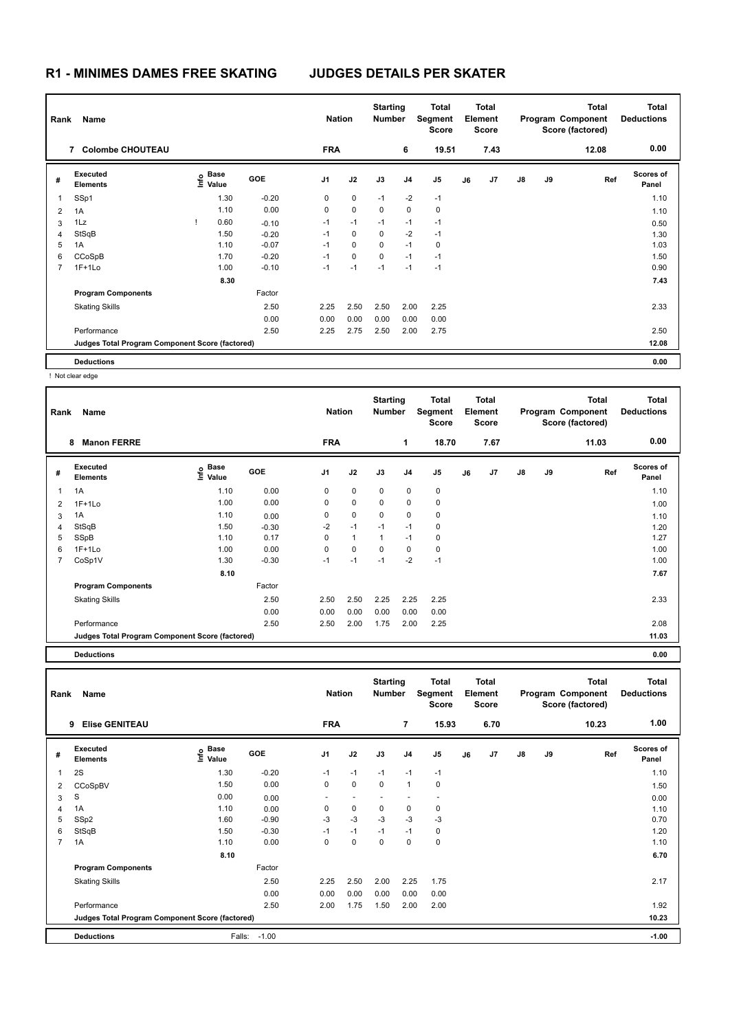# R1 - MINIMES DAMES FREE SKATING JUDGES DETAILS PER SKATER

| Rank | Name | Nation | Starting Number | Total Segment Score | Total Element Score | Total Program Component Score (factored) | Total Deductions |
|---|---|---|---|---|---|---|---|
| 7 | Colombe CHOUTEAU | FRA | 6 | 19.51 | 7.43 | 12.08 | 0.00 |

| # | Executed Elements | Info | Base Value | GOE | J1 | J2 | J3 | J4 | J5 | J6 | J7 | J8 | J9 | Ref | Scores of Panel |
|---|---|---|---|---|---|---|---|---|---|---|---|---|---|---|---|
| 1 | SSp1 | | 1.30 | -0.20 | 0 | 0 | -1 | -2 | -1 | | | | | | 1.10 |
| 2 | 1A | | 1.10 | 0.00 | 0 | 0 | 0 | 0 | 0 | | | | | | 1.10 |
| 3 | 1Lz | ! | 0.60 | -0.10 | -1 | -1 | -1 | -1 | -1 | | | | | | 0.50 |
| 4 | StSqB | | 1.50 | -0.20 | -1 | 0 | 0 | -2 | -1 | | | | | | 1.30 |
| 5 | 1A | | 1.10 | -0.07 | -1 | 0 | 0 | -1 | 0 | | | | | | 1.03 |
| 6 | CCoSpB | | 1.70 | -0.20 | -1 | 0 | 0 | -1 | -1 | | | | | | 1.50 |
| 7 | 1F+1Lo | | 1.00 | -0.10 | -1 | -1 | -1 | -1 | -1 | | | | | | 0.90 |
| | | | 8.30 | | | | | | | | | | | | 7.43 |
| | Program Components | | | Factor | | | | | | | | | | | |
| | Skating Skills | | | 2.50 | 2.25 | 2.50 | 2.50 | 2.00 | 2.25 | | | | | | 2.33 |
| | | | | 0.00 | 0.00 | 0.00 | 0.00 | 0.00 | 0.00 | | | | | | |
| | Performance | | | 2.50 | 2.25 | 2.75 | 2.50 | 2.00 | 2.75 | | | | | | 2.50 |
| | Judges Total Program Component Score (factored) | | | | | | | | | | | | | | 12.08 |
| | Deductions | | | | | | | | | | | | | | 0.00 |

! Not clear edge

| Rank | Name | Nation | Starting Number | Total Segment Score | Total Element Score | Total Program Component Score (factored) | Total Deductions |
|---|---|---|---|---|---|---|---|
| 8 | Manon FERRE | FRA | 1 | 18.70 | 7.67 | 11.03 | 0.00 |

| # | Executed Elements | Info | Base Value | GOE | J1 | J2 | J3 | J4 | J5 | J6 | J7 | J8 | J9 | Ref | Scores of Panel |
|---|---|---|---|---|---|---|---|---|---|---|---|---|---|---|---|
| 1 | 1A | | 1.10 | 0.00 | 0 | 0 | 0 | 0 | 0 | | | | | | 1.10 |
| 2 | 1F+1Lo | | 1.00 | 0.00 | 0 | 0 | 0 | 0 | 0 | | | | | | 1.00 |
| 3 | 1A | | 1.10 | 0.00 | 0 | 0 | 0 | 0 | 0 | | | | | | 1.10 |
| 4 | StSqB | | 1.50 | -0.30 | -2 | -1 | -1 | -1 | 0 | | | | | | 1.20 |
| 5 | SSpB | | 1.10 | 0.17 | 0 | 1 | 1 | -1 | 0 | | | | | | 1.27 |
| 6 | 1F+1Lo | | 1.00 | 0.00 | 0 | 0 | 0 | 0 | 0 | | | | | | 1.00 |
| 7 | CoSp1V | | 1.30 | -0.30 | -1 | -1 | -1 | -2 | -1 | | | | | | 1.00 |
| | | | 8.10 | | | | | | | | | | | | 7.67 |
| | Program Components | | | Factor | | | | | | | | | | | |
| | Skating Skills | | | 2.50 | 2.50 | 2.50 | 2.25 | 2.25 | 2.25 | | | | | | 2.33 |
| | | | | 0.00 | 0.00 | 0.00 | 0.00 | 0.00 | 0.00 | | | | | | |
| | Performance | | | 2.50 | 2.50 | 2.00 | 1.75 | 2.00 | 2.25 | | | | | | 2.08 |
| | Judges Total Program Component Score (factored) | | | | | | | | | | | | | | 11.03 |
| | Deductions | | | | | | | | | | | | | | 0.00 |

| Rank | Name | Nation | Starting Number | Total Segment Score | Total Element Score | Total Program Component Score (factored) | Total Deductions |
|---|---|---|---|---|---|---|---|
| 9 | Elise GENITEAU | FRA | 7 | 15.93 | 6.70 | 10.23 | 1.00 |

| # | Executed Elements | Info | Base Value | GOE | J1 | J2 | J3 | J4 | J5 | J6 | J7 | J8 | J9 | Ref | Scores of Panel |
|---|---|---|---|---|---|---|---|---|---|---|---|---|---|---|---|
| 1 | 2S | | 1.30 | -0.20 | -1 | -1 | -1 | -1 | -1 | | | | | | 1.10 |
| 2 | CCoSpBV | | 1.50 | 0.00 | 0 | 0 | 0 | 1 | 0 | | | | | | 1.50 |
| 3 | S | | 0.00 | 0.00 | - | - | - | - | - | | | | | | 0.00 |
| 4 | 1A | | 1.10 | 0.00 | 0 | 0 | 0 | 0 | 0 | | | | | | 1.10 |
| 5 | SSp2 | | 1.60 | -0.90 | -3 | -3 | -3 | -3 | -3 | | | | | | 0.70 |
| 6 | StSqB | | 1.50 | -0.30 | -1 | -1 | -1 | -1 | 0 | | | | | | 1.20 |
| 7 | 1A | | 1.10 | 0.00 | 0 | 0 | 0 | 0 | 0 | | | | | | 1.10 |
| | | | 8.10 | | | | | | | | | | | | 6.70 |
| | Program Components | | | Factor | | | | | | | | | | | |
| | Skating Skills | | | 2.50 | 2.25 | 2.50 | 2.00 | 2.25 | 1.75 | | | | | | 2.17 |
| | | | | 0.00 | 0.00 | 0.00 | 0.00 | 0.00 | 0.00 | | | | | | |
| | Performance | | | 2.50 | 2.00 | 1.75 | 1.50 | 2.00 | 2.00 | | | | | | 1.92 |
| | Judges Total Program Component Score (factored) | | | | | | | | | | | | | | 10.23 |
| | Deductions | | | Falls: -1.00 | | | | | | | | | | | -1.00 |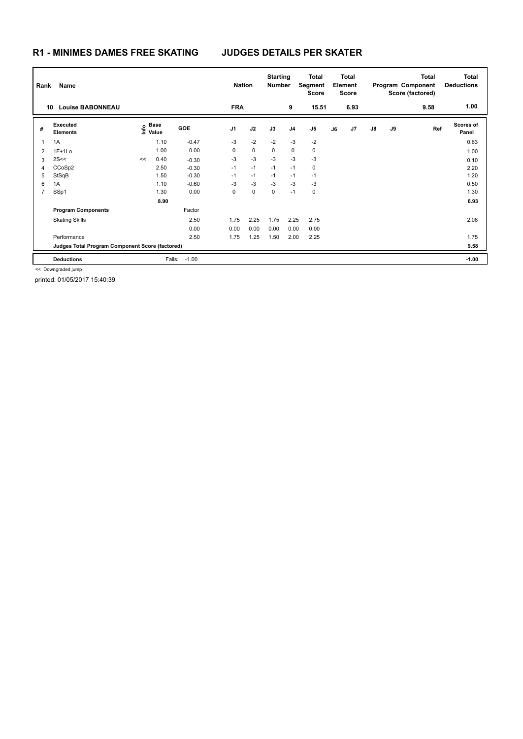# R1 - MINIMES DAMES FREE SKATING JUDGES DETAILS PER SKATER

| Rank | Name | Nation | Starting Number | Total Segment Score | Total Element Score | Total Program Component Score (factored) | Total Deductions |
|---|---|---|---|---|---|---|---|
| 10 | Louise BABONNEAU | FRA | 9 | 15.51 | 6.93 | 9.58 | 1.00 |

| # | Executed Elements | Info | Base Value | GOE | J1 | J2 | J3 | J4 | J5 | J6 | J7 | J8 | J9 | Ref | Scores of Panel |
|---|---|---|---|---|---|---|---|---|---|---|---|---|---|---|---|
| 1 | 1A | | 1.10 | -0.47 | -3 | -2 | -2 | -3 | -2 | | | | | | 0.63 |
| 2 | 1F+1Lo | | 1.00 | 0.00 | 0 | 0 | 0 | 0 | 0 | | | | | | 1.00 |
| 3 | 2S<< | << | 0.40 | -0.30 | -3 | -3 | -3 | -3 | -3 | | | | | | 0.10 |
| 4 | CCoSp2 | | 2.50 | -0.30 | -1 | -1 | -1 | -1 | 0 | | | | | | 2.20 |
| 5 | StSqB | | 1.50 | -0.30 | -1 | -1 | -1 | -1 | -1 | | | | | | 1.20 |
| 6 | 1A | | 1.10 | -0.60 | -3 | -3 | -3 | -3 | -3 | | | | | | 0.50 |
| 7 | SSp1 | | 1.30 | 0.00 | 0 | 0 | 0 | -1 | 0 | | | | | | 1.30 |
| | | | 8.90 | | | | | | | | | | | | 6.93 |
| | **Program Components** | | | Factor | | | | | | | | | | | |
| | Skating Skills | | | 2.50 | 1.75 | 2.25 | 1.75 | 2.25 | 2.75 | | | | | | 2.08 |
| | | | | 0.00 | 0.00 | 0.00 | 0.00 | 0.00 | 0.00 | | | | | | |
| | Performance | | | 2.50 | 1.75 | 1.25 | 1.50 | 2.00 | 2.25 | | | | | | 1.75 |
| | **Judges Total Program Component Score (factored)** | | | | | | | | | | | | | | 9.58 |
| | **Deductions** | | Falls: | -1.00 | | | | | | | | | | | -1.00 |

<< Downgraded jump

printed: 01/05/2017 15:40:39